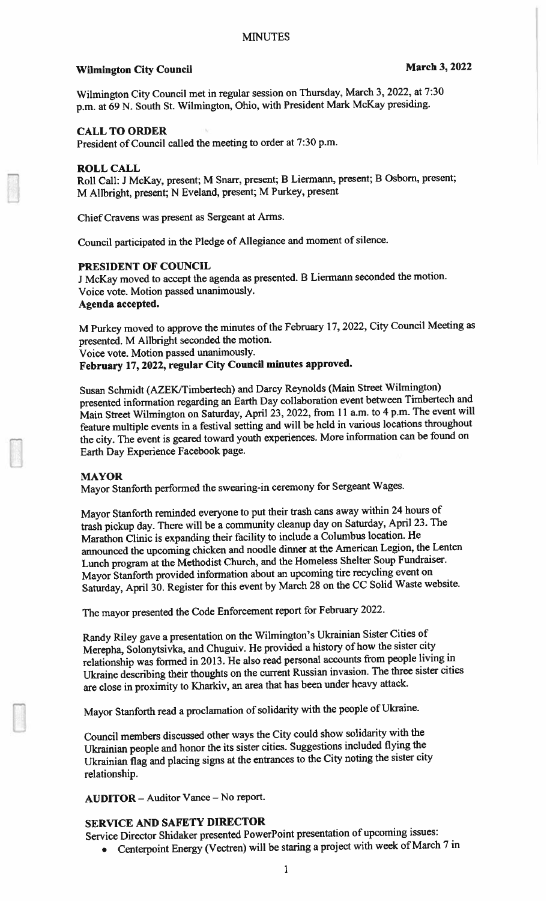MINUTES

**Wilmington City Council** **March 3, 2022**

Wilmington City Council met in regular session on Thursday, March 3, 2022, at 7:30 p.m. at 69 N. South St. Wilmington, Ohio, with President Mark McKay presiding.

## CALL TO ORDER

President of Council called the meeting to order at 7:30 p.m.

## ROLL CALL

Roll Call: J McKay, present; M Snarr, present; B Liermann, present; B Osborn, present; M Allbright, present; N Eveland, present; M Purkey, present

Chief Cravens was present as Sergeant at Arms.

Council participated in the Pledge of Allegiance and moment of silence.

## PRESIDENT OF COUNCIL

J McKay moved to accept the agenda as presented. B Liermann seconded the motion. Voice vote. Motion passed unanimously.
**Agenda accepted.**

M Purkey moved to approve the minutes of the February 17, 2022, City Council Meeting as presented. M Allbright seconded the motion.
Voice vote. Motion passed unanimously.
**February 17, 2022, regular City Council minutes approved.**

Susan Schmidt (AZEK/Timbertech) and Darcy Reynolds (Main Street Wilmington) presented information regarding an Earth Day collaboration event between Timbertech and Main Street Wilmington on Saturday, April 23, 2022, from 11 a.m. to 4 p.m. The event will feature multiple events in a festival setting and will be held in various locations throughout the city. The event is geared toward youth experiences. More information can be found on Earth Day Experience Facebook page.

## MAYOR

Mayor Stanforth performed the swearing-in ceremony for Sergeant Wages.

Mayor Stanforth reminded everyone to put their trash cans away within 24 hours of trash pickup day. There will be a community cleanup day on Saturday, April 23. The Marathon Clinic is expanding their facility to include a Columbus location. He announced the upcoming chicken and noodle dinner at the American Legion, the Lenten Lunch program at the Methodist Church, and the Homeless Shelter Soup Fundraiser. Mayor Stanforth provided information about an upcoming tire recycling event on Saturday, April 30. Register for this event by March 28 on the CC Solid Waste website.

The mayor presented the Code Enforcement report for February 2022.

Randy Riley gave a presentation on the Wilmington's Ukrainian Sister Cities of Merepha, Solonytsivka, and Chuguiv. He provided a history of how the sister city relationship was formed in 2013. He also read personal accounts from people living in Ukraine describing their thoughts on the current Russian invasion. The three sister cities are close in proximity to Kharkiv, an area that has been under heavy attack.

Mayor Stanforth read a proclamation of solidarity with the people of Ukraine.

Council members discussed other ways the City could show solidarity with the Ukrainian people and honor the its sister cities. Suggestions included flying the Ukrainian flag and placing signs at the entrances to the City noting the sister city relationship.

**AUDITOR** – Auditor Vance – No report.

## SERVICE AND SAFETY DIRECTOR

Service Director Shidaker presented PowerPoint presentation of upcoming issues:

- Centerpoint Energy (Vectren) will be staring a project with week of March 7 in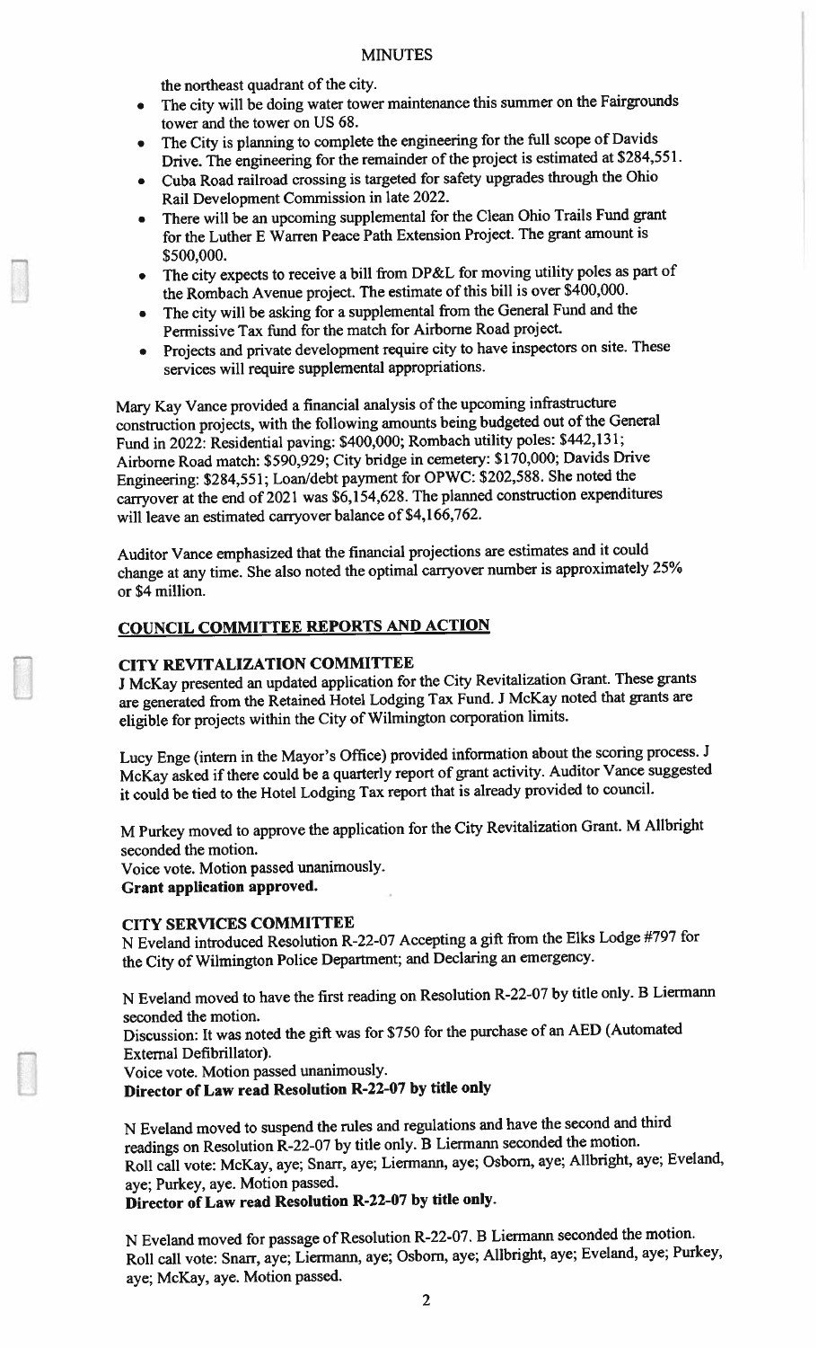the northeast quadrant of the city.

- The city will be doing water tower maintenance this summer on the Fairgrounds tower and the tower on US 68.
- The City is planning to complete the engineering for the full scope of Davids Drive. The engineering for the remainder of the project is estimated at $284,551.
- Cuba Road railroad crossing is targeted for safety upgrades through the Ohio Rail Development Commission in late 2022.
- There will be an upcoming supplemental for the Clean Ohio Trails Fund grant for the Luther E Warren Peace Path Extension Project. The grant amount is $500,000.
- The city expects to receive a bill from DP&L for moving utility poles as part of the Rombach Avenue project. The estimate of this bill is over $400,000.
- The city will be asking for a supplemental from the General Fund and the Permissive Tax fund for the match for Airborne Road project.
- Projects and private development require city to have inspectors on site. These services will require supplemental appropriations.

Mary Kay Vance provided a financial analysis of the upcoming infrastructure construction projects, with the following amounts being budgeted out of the General Fund in 2022: Residential paving: $400,000; Rombach utility poles: $442,131; Airborne Road match: $590,929; City bridge in cemetery: $170,000; Davids Drive Engineering: $284,551; Loan/debt payment for OPWC: $202,588. She noted the carryover at the end of 2021 was $6,154,628. The planned construction expenditures will leave an estimated carryover balance of $4,166,762.

Auditor Vance emphasized that the financial projections are estimates and it could change at any time. She also noted the optimal carryover number is approximately 25% or $4 million.

## COUNCIL COMMITTEE REPORTS AND ACTION

### CITY REVITALIZATION COMMITTEE

J McKay presented an updated application for the City Revitalization Grant. These grants are generated from the Retained Hotel Lodging Tax Fund. J McKay noted that grants are eligible for projects within the City of Wilmington corporation limits.

Lucy Enge (intern in the Mayor's Office) provided information about the scoring process. J McKay asked if there could be a quarterly report of grant activity. Auditor Vance suggested it could be tied to the Hotel Lodging Tax report that is already provided to council.

M Purkey moved to approve the application for the City Revitalization Grant. M Allbright seconded the motion.
Voice vote. Motion passed unanimously.
**Grant application approved.**

### CITY SERVICES COMMITTEE

N Eveland introduced Resolution R-22-07 Accepting a gift from the Elks Lodge #797 for the City of Wilmington Police Department; and Declaring an emergency.

N Eveland moved to have the first reading on Resolution R-22-07 by title only. B Liermann seconded the motion.
Discussion: It was noted the gift was for $750 for the purchase of an AED (Automated External Defibrillator).
Voice vote. Motion passed unanimously.
**Director of Law read Resolution R-22-07 by title only**

N Eveland moved to suspend the rules and regulations and have the second and third readings on Resolution R-22-07 by title only. B Liermann seconded the motion.
Roll call vote: McKay, aye; Snarr, aye; Liermann, aye; Osborn, aye; Allbright, aye; Eveland, aye; Purkey, aye. Motion passed.
**Director of Law read Resolution R-22-07 by title only.**

N Eveland moved for passage of Resolution R-22-07. B Liermann seconded the motion.
Roll call vote: Snarr, aye; Liermann, aye; Osborn, aye; Allbright, aye; Eveland, aye; Purkey, aye; McKay, aye. Motion passed.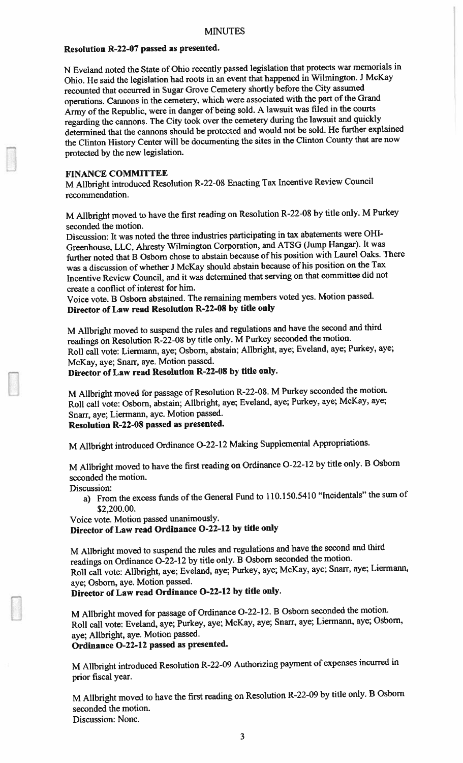**Resolution R-22-07 passed as presented.**

N Eveland noted the State of Ohio recently passed legislation that protects war memorials in Ohio. He said the legislation had roots in an event that happened in Wilmington. J McKay recounted that occurred in Sugar Grove Cemetery shortly before the City assumed operations. Cannons in the cemetery, which were associated with the part of the Grand Army of the Republic, were in danger of being sold. A lawsuit was filed in the courts regarding the cannons. The City took over the cemetery during the lawsuit and quickly determined that the cannons should be protected and would not be sold. He further explained the Clinton History Center will be documenting the sites in the Clinton County that are now protected by the new legislation.

**FINANCE COMMITTEE**

M Allbright introduced Resolution R-22-08 Enacting Tax Incentive Review Council recommendation.

M Allbright moved to have the first reading on Resolution R-22-08 by title only. M Purkey seconded the motion.
Discussion: It was noted the three industries participating in tax abatements were OHI-Greenhouse, LLC, Ahresty Wilmington Corporation, and ATSG (Jump Hangar). It was further noted that B Osborn chose to abstain because of his position with Laurel Oaks. There was a discussion of whether J McKay should abstain because of his position on the Tax Incentive Review Council, and it was determined that serving on that committee did not create a conflict of interest for him.
Voice vote. B Osborn abstained. The remaining members voted yes. Motion passed.
**Director of Law read Resolution R-22-08 by title only**

M Allbright moved to suspend the rules and regulations and have the second and third readings on Resolution R-22-08 by title only. M Purkey seconded the motion.
Roll call vote: Liermann, aye; Osborn, abstain; Allbright, aye; Eveland, aye; Purkey, aye; McKay, aye; Snarr, aye. Motion passed.
**Director of Law read Resolution R-22-08 by title only.**

M Allbright moved for passage of Resolution R-22-08. M Purkey seconded the motion.
Roll call vote: Osborn, abstain; Allbright, aye; Eveland, aye; Purkey, aye; McKay, aye; Snarr, aye; Liermann, aye. Motion passed.
**Resolution R-22-08 passed as presented.**

M Allbright introduced Ordinance O-22-12 Making Supplemental Appropriations.

M Allbright moved to have the first reading on Ordinance O-22-12 by title only. B Osborn seconded the motion.
Discussion:

a) From the excess funds of the General Fund to 110.150.5410 "Incidentals" the sum of $2,200.00.

Voice vote. Motion passed unanimously.
**Director of Law read Ordinance O-22-12 by title only**

M Allbright moved to suspend the rules and regulations and have the second and third readings on Ordinance O-22-12 by title only. B Osborn seconded the motion.
Roll call vote: Allbright, aye; Eveland, aye; Purkey, aye; McKay, aye; Snarr, aye; Liermann, aye; Osborn, aye. Motion passed.
**Director of Law read Ordinance O-22-12 by title only.**

M Allbright moved for passage of Ordinance O-22-12. B Osborn seconded the motion.
Roll call vote: Eveland, aye; Purkey, aye; McKay, aye; Snarr, aye; Liermann, aye; Osborn, aye; Allbright, aye. Motion passed.
**Ordinance O-22-12 passed as presented.**

M Allbright introduced Resolution R-22-09 Authorizing payment of expenses incurred in prior fiscal year.

M Allbright moved to have the first reading on Resolution R-22-09 by title only. B Osborn seconded the motion.
Discussion: None.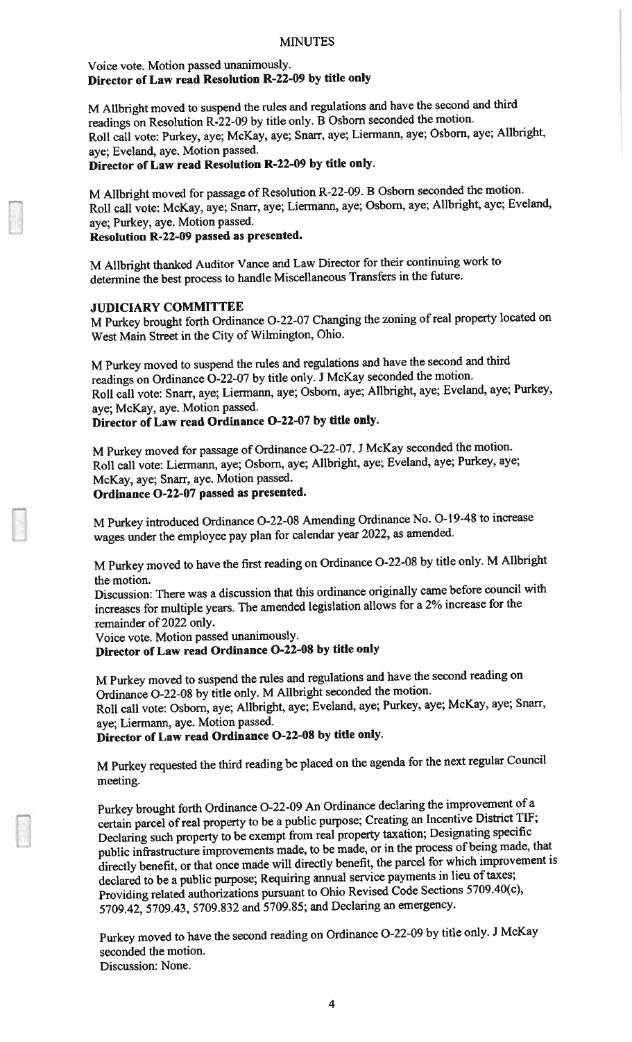Voice vote. Motion passed unanimously.
**Director of Law read Resolution R-22-09 by title only**

M Allbright moved to suspend the rules and regulations and have the second and third readings on Resolution R-22-09 by title only. B Osborn seconded the motion.
Roll call vote: Purkey, aye; McKay, aye; Snarr, aye; Liermann, aye; Osborn, aye; Allbright, aye; Eveland, aye. Motion passed.
**Director of Law read Resolution R-22-09 by title only.**

M Allbright moved for passage of Resolution R-22-09. B Osborn seconded the motion.
Roll call vote: McKay, aye; Snarr, aye; Liermann, aye; Osborn, aye; Allbright, aye; Eveland, aye; Purkey, aye. Motion passed.
**Resolution R-22-09 passed as presented.**

M Allbright thanked Auditor Vance and Law Director for their continuing work to determine the best process to handle Miscellaneous Transfers in the future.

**JUDICIARY COMMITTEE**
M Purkey brought forth Ordinance O-22-07 Changing the zoning of real property located on West Main Street in the City of Wilmington, Ohio.

M Purkey moved to suspend the rules and regulations and have the second and third readings on Ordinance O-22-07 by title only. J McKay seconded the motion.
Roll call vote: Snarr, aye; Liermann, aye; Osborn, aye; Allbright, aye; Eveland, aye; Purkey, aye; McKay, aye. Motion passed.
**Director of Law read Ordinance O-22-07 by title only.**

M Purkey moved for passage of Ordinance O-22-07. J McKay seconded the motion.
Roll call vote: Liermann, aye; Osborn, aye; Allbright, aye; Eveland, aye; Purkey, aye; McKay, aye; Snarr, aye. Motion passed.
**Ordinance O-22-07 passed as presented.**

M Purkey introduced Ordinance O-22-08 Amending Ordinance No. O-19-48 to increase wages under the employee pay plan for calendar year 2022, as amended.

M Purkey moved to have the first reading on Ordinance O-22-08 by title only. M Allbright the motion.
Discussion: There was a discussion that this ordinance originally came before council with increases for multiple years. The amended legislation allows for a 2% increase for the remainder of 2022 only.
Voice vote. Motion passed unanimously.
**Director of Law read Ordinance O-22-08 by title only**

M Purkey moved to suspend the rules and regulations and have the second reading on Ordinance O-22-08 by title only. M Allbright seconded the motion.
Roll call vote: Osborn, aye; Allbright, aye; Eveland, aye; Purkey, aye; McKay, aye; Snarr, aye; Liermann, aye. Motion passed.
**Director of Law read Ordinance O-22-08 by title only.**

M Purkey requested the third reading be placed on the agenda for the next regular Council meeting.

Purkey brought forth Ordinance O-22-09 An Ordinance declaring the improvement of a certain parcel of real property to be a public purpose; Creating an Incentive District TIF; Declaring such property to be exempt from real property taxation; Designating specific public infrastructure improvements made, to be made, or in the process of being made, that directly benefit, or that once made will directly benefit, the parcel for which improvement is declared to be a public purpose; Requiring annual service payments in lieu of taxes; Providing related authorizations pursuant to Ohio Revised Code Sections 5709.40(c), 5709.42, 5709.43, 5709.832 and 5709.85; and Declaring an emergency.

Purkey moved to have the second reading on Ordinance O-22-09 by title only. J McKay seconded the motion.
Discussion: None.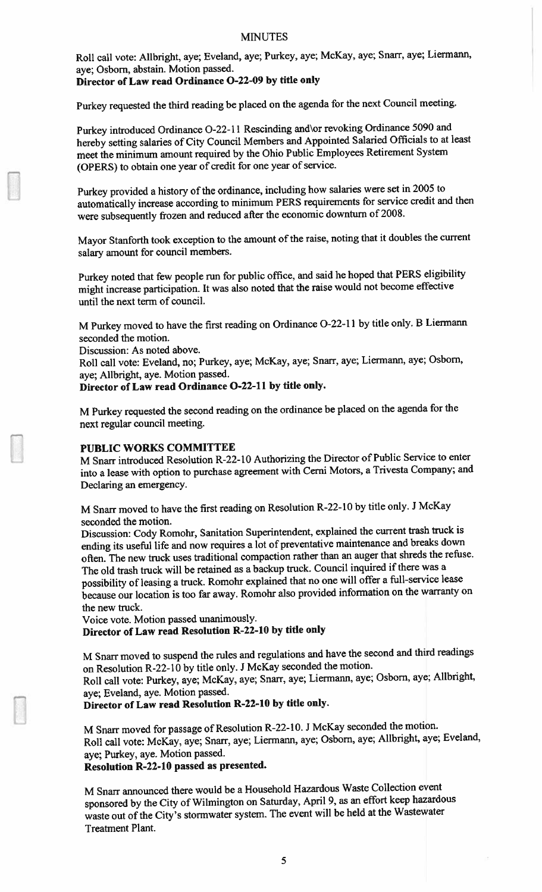MINUTES

Roll call vote: Allbright, aye; Eveland, aye; Purkey, aye; McKay, aye; Snarr, aye; Liermann, aye; Osborn, abstain. Motion passed.

**Director of Law read Ordinance O-22-09 by title only**

Purkey requested the third reading be placed on the agenda for the next Council meeting.

Purkey introduced Ordinance O-22-11 Rescinding and\or revoking Ordinance 5090 and hereby setting salaries of City Council Members and Appointed Salaried Officials to at least meet the minimum amount required by the Ohio Public Employees Retirement System (OPERS) to obtain one year of credit for one year of service.

Purkey provided a history of the ordinance, including how salaries were set in 2005 to automatically increase according to minimum PERS requirements for service credit and then were subsequently frozen and reduced after the economic downturn of 2008.

Mayor Stanforth took exception to the amount of the raise, noting that it doubles the current salary amount for council members.

Purkey noted that few people run for public office, and said he hoped that PERS eligibility might increase participation. It was also noted that the raise would not become effective until the next term of council.

M Purkey moved to have the first reading on Ordinance O-22-11 by title only. B Liermann seconded the motion.
Discussion: As noted above.
Roll call vote: Eveland, no; Purkey, aye; McKay, aye; Snarr, aye; Liermann, aye; Osborn, aye; Allbright, aye. Motion passed.

**Director of Law read Ordinance O-22-11 by title only.**

M Purkey requested the second reading on the ordinance be placed on the agenda for the next regular council meeting.

**PUBLIC WORKS COMMITTEE**

M Snarr introduced Resolution R-22-10 Authorizing the Director of Public Service to enter into a lease with option to purchase agreement with Cerni Motors, a Trivesta Company; and Declaring an emergency.

M Snarr moved to have the first reading on Resolution R-22-10 by title only. J McKay seconded the motion.
Discussion: Cody Romohr, Sanitation Superintendent, explained the current trash truck is ending its useful life and now requires a lot of preventative maintenance and breaks down often. The new truck uses traditional compaction rather than an auger that shreds the refuse. The old trash truck will be retained as a backup truck. Council inquired if there was a possibility of leasing a truck. Romohr explained that no one will offer a full-service lease because our location is too far away. Romohr also provided information on the warranty on the new truck.
Voice vote. Motion passed unanimously.

**Director of Law read Resolution R-22-10 by title only**

M Snarr moved to suspend the rules and regulations and have the second and third readings on Resolution R-22-10 by title only. J McKay seconded the motion.
Roll call vote: Purkey, aye; McKay, aye; Snarr, aye; Liermann, aye; Osborn, aye; Allbright, aye; Eveland, aye. Motion passed.

**Director of Law read Resolution R-22-10 by title only.**

M Snarr moved for passage of Resolution R-22-10. J McKay seconded the motion.
Roll call vote: McKay, aye; Snarr, aye; Liermann, aye; Osborn, aye; Allbright, aye; Eveland, aye; Purkey, aye. Motion passed.

**Resolution R-22-10 passed as presented.**

M Snarr announced there would be a Household Hazardous Waste Collection event sponsored by the City of Wilmington on Saturday, April 9, as an effort keep hazardous waste out of the City's stormwater system. The event will be held at the Wastewater Treatment Plant.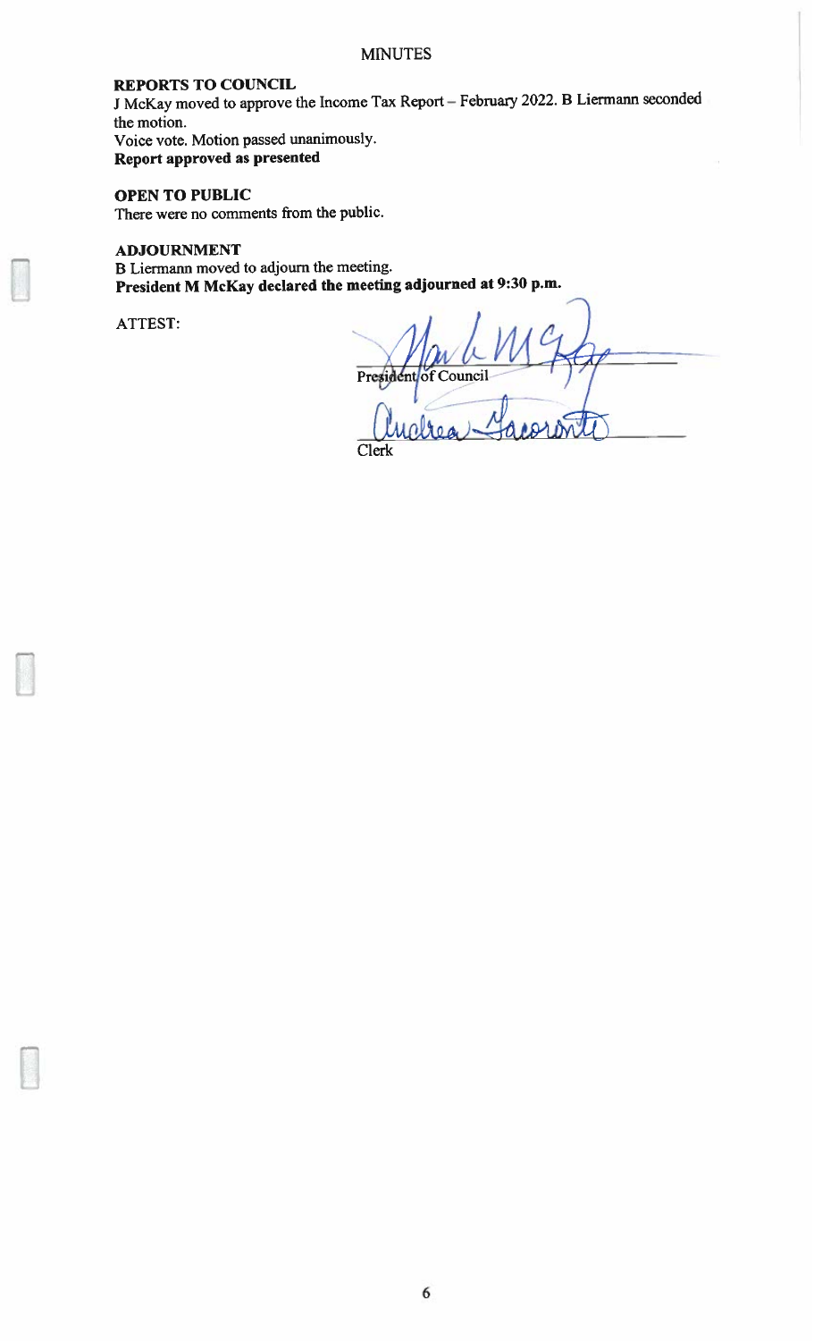MINUTES

**REPORTS TO COUNCIL**

J McKay moved to approve the Income Tax Report – February 2022. B Liermann seconded the motion.

Voice vote. Motion passed unanimously.

**Report approved as presented**

**OPEN TO PUBLIC**

There were no comments from the public.

**ADJOURNMENT**

B Liermann moved to adjourn the meeting.

**President M McKay declared the meeting adjourned at 9:30 p.m.**

ATTEST:

President of Council

Clerk